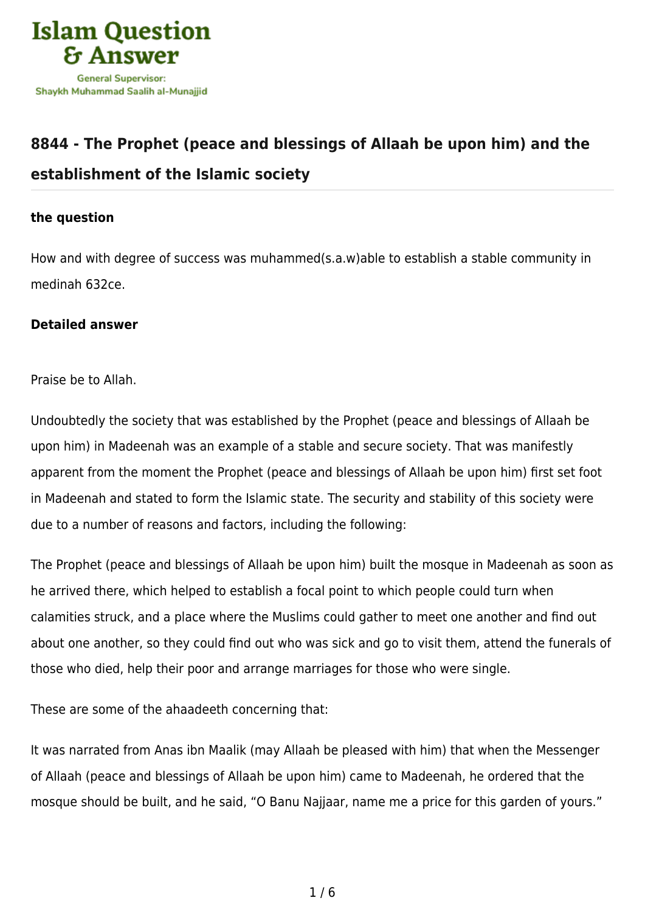# 8844 - The Prophet (peace and blessings of Allaah be upon him) and the establishment of the Islamic society

### the question

How and with degree of success was muhammed(s.a.w)able to establish a stable community in medinah 632ce.

### Detailed answer

Praise be to Allah.

Undoubtedly the society that was established by the Prophet (peace and blessings of Allaah be upon him) in Madeenah was an example of a stable and secure society. That was manifestly apparent from the moment the Prophet (peace and blessings of Allaah be upon him) first set foot in Madeenah and stated to form the Islamic state. The security and stability of this society were due to a number of reasons and factors, including the following:

The Prophet (peace and blessings of Allaah be upon him) built the mosque in Madeenah as soon as he arrived there, which helped to establish a focal point to which people could turn when calamities struck, and a place where the Muslims could gather to meet one another and find out about one another, so they could find out who was sick and go to visit them, attend the funerals of those who died, help their poor and arrange marriages for those who were single.

These are some of the ahaadeeth concerning that:

It was narrated from Anas ibn Maalik (may Allaah be pleased with him) that when the Messenger of Allaah (peace and blessings of Allaah be upon him) came to Madeenah, he ordered that the mosque should be built, and he said, "O Banu Najjaar, name me a price for this garden of yours."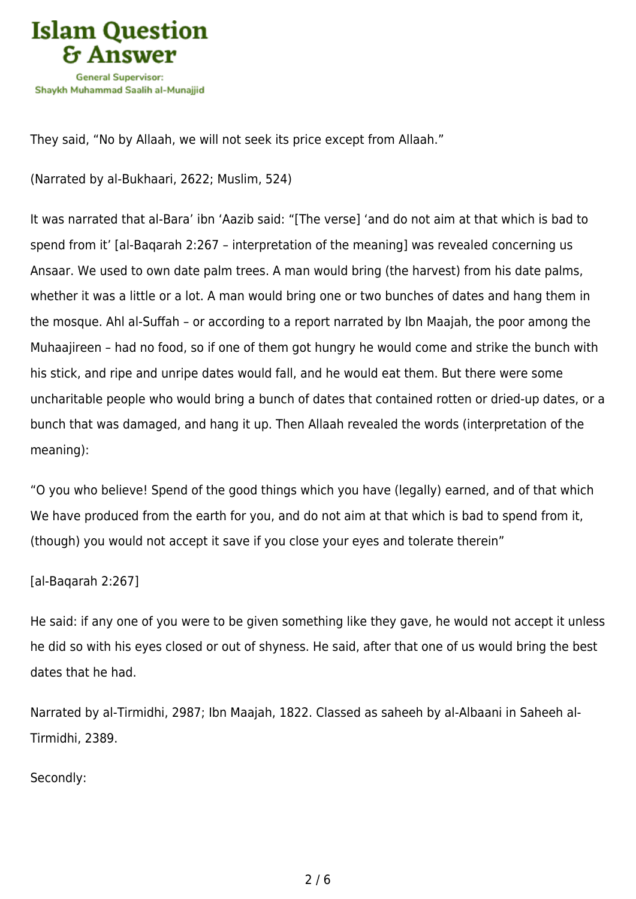They said, “No by Allaah, we will not seek its price except from Allaah.”

(Narrated by al-Bukhaari, 2622; Muslim, 524)

It was narrated that al-Bara’ ibn ‘Aazib said: “[The verse] ‘and do not aim at that which is bad to spend from it’ [al-Baqarah 2:267 – interpretation of the meaning] was revealed concerning us Ansaar. We used to own date palm trees. A man would bring (the harvest) from his date palms, whether it was a little or a lot. A man would bring one or two bunches of dates and hang them in the mosque. Ahl al-Suffah – or according to a report narrated by Ibn Maajah, the poor among the Muhaajireen – had no food, so if one of them got hungry he would come and strike the bunch with his stick, and ripe and unripe dates would fall, and he would eat them. But there were some uncharitable people who would bring a bunch of dates that contained rotten or dried-up dates, or a bunch that was damaged, and hang it up. Then Allaah revealed the words (interpretation of the meaning):

“O you who believe! Spend of the good things which you have (legally) earned, and of that which We have produced from the earth for you, and do not aim at that which is bad to spend from it, (though) you would not accept it save if you close your eyes and tolerate therein”

[al-Baqarah 2:267]

He said: if any one of you were to be given something like they gave, he would not accept it unless he did so with his eyes closed or out of shyness. He said, after that one of us would bring the best dates that he had.

Narrated by al-Tirmidhi, 2987; Ibn Maajah, 1822. Classed as saheeh by al-Albaani in Saheeh al-Tirmidhi, 2389.

Secondly: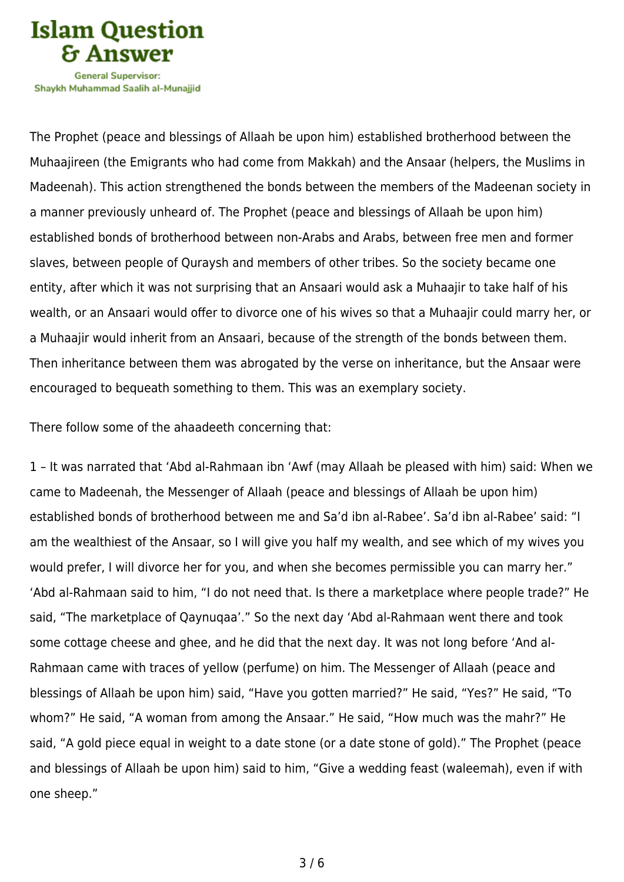The Prophet (peace and blessings of Allaah be upon him) established brotherhood between the Muhaajireen (the Emigrants who had come from Makkah) and the Ansaar (helpers, the Muslims in Madeenah). This action strengthened the bonds between the members of the Madeenan society in a manner previously unheard of. The Prophet (peace and blessings of Allaah be upon him) established bonds of brotherhood between non-Arabs and Arabs, between free men and former slaves, between people of Quraysh and members of other tribes. So the society became one entity, after which it was not surprising that an Ansaari would ask a Muhaajir to take half of his wealth, or an Ansaari would offer to divorce one of his wives so that a Muhaajir could marry her, or a Muhaajir would inherit from an Ansaari, because of the strength of the bonds between them. Then inheritance between them was abrogated by the verse on inheritance, but the Ansaar were encouraged to bequeath something to them. This was an exemplary society.

There follow some of the ahaadeeth concerning that:

1 – It was narrated that 'Abd al-Rahmaan ibn 'Awf (may Allaah be pleased with him) said: When we came to Madeenah, the Messenger of Allaah (peace and blessings of Allaah be upon him) established bonds of brotherhood between me and Sa'd ibn al-Rabee'. Sa'd ibn al-Rabee' said: "I am the wealthiest of the Ansaar, so I will give you half my wealth, and see which of my wives you would prefer, I will divorce her for you, and when she becomes permissible you can marry her." 'Abd al-Rahmaan said to him, "I do not need that. Is there a marketplace where people trade?" He said, "The marketplace of Qaynuqaa'." So the next day 'Abd al-Rahmaan went there and took some cottage cheese and ghee, and he did that the next day. It was not long before 'And al-Rahmaan came with traces of yellow (perfume) on him. The Messenger of Allaah (peace and blessings of Allaah be upon him) said, "Have you gotten married?" He said, "Yes?" He said, "To whom?" He said, "A woman from among the Ansaar." He said, "How much was the mahr?" He said, "A gold piece equal in weight to a date stone (or a date stone of gold)." The Prophet (peace and blessings of Allaah be upon him) said to him, "Give a wedding feast (waleemah), even if with one sheep."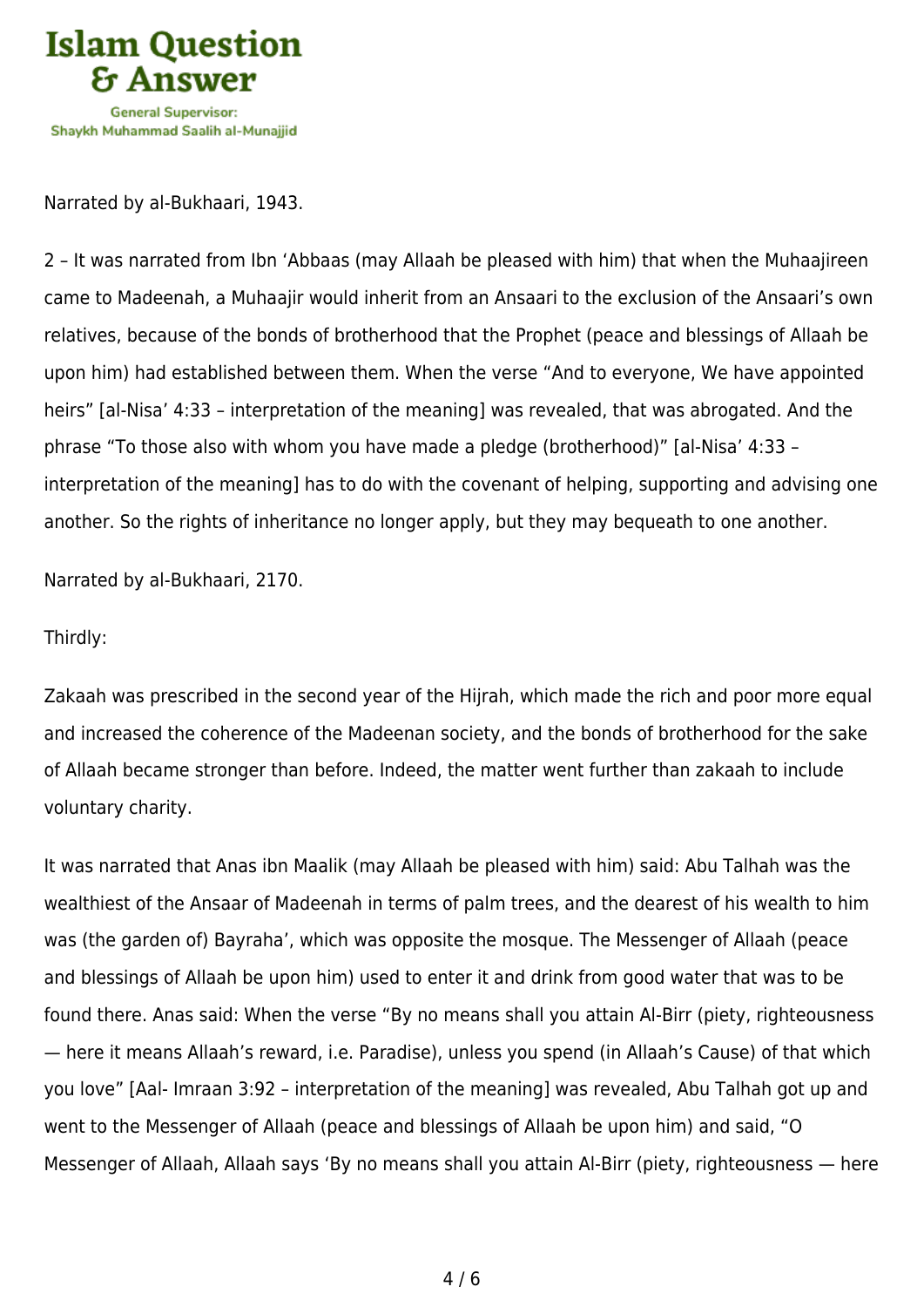Narrated by al-Bukhaari, 1943.

2 – It was narrated from Ibn 'Abbaas (may Allaah be pleased with him) that when the Muhaajireen came to Madeenah, a Muhaajir would inherit from an Ansaari to the exclusion of the Ansaari's own relatives, because of the bonds of brotherhood that the Prophet (peace and blessings of Allaah be upon him) had established between them. When the verse "And to everyone, We have appointed heirs" [al-Nisa' 4:33 – interpretation of the meaning] was revealed, that was abrogated. And the phrase "To those also with whom you have made a pledge (brotherhood)" [al-Nisa' 4:33 – interpretation of the meaning] has to do with the covenant of helping, supporting and advising one another. So the rights of inheritance no longer apply, but they may bequeath to one another.

Narrated by al-Bukhaari, 2170.

Thirdly:

Zakaah was prescribed in the second year of the Hijrah, which made the rich and poor more equal and increased the coherence of the Madeenan society, and the bonds of brotherhood for the sake of Allaah became stronger than before. Indeed, the matter went further than zakaah to include voluntary charity.

It was narrated that Anas ibn Maalik (may Allaah be pleased with him) said: Abu Talhah was the wealthiest of the Ansaar of Madeenah in terms of palm trees, and the dearest of his wealth to him was (the garden of) Bayraha', which was opposite the mosque. The Messenger of Allaah (peace and blessings of Allaah be upon him) used to enter it and drink from good water that was to be found there. Anas said: When the verse "By no means shall you attain Al-Birr (piety, righteousness — here it means Allaah's reward, i.e. Paradise), unless you spend (in Allaah's Cause) of that which you love" [Aal- Imraan 3:92 – interpretation of the meaning] was revealed, Abu Talhah got up and went to the Messenger of Allaah (peace and blessings of Allaah be upon him) and said, "O Messenger of Allaah, Allaah says 'By no means shall you attain Al-Birr (piety, righteousness — here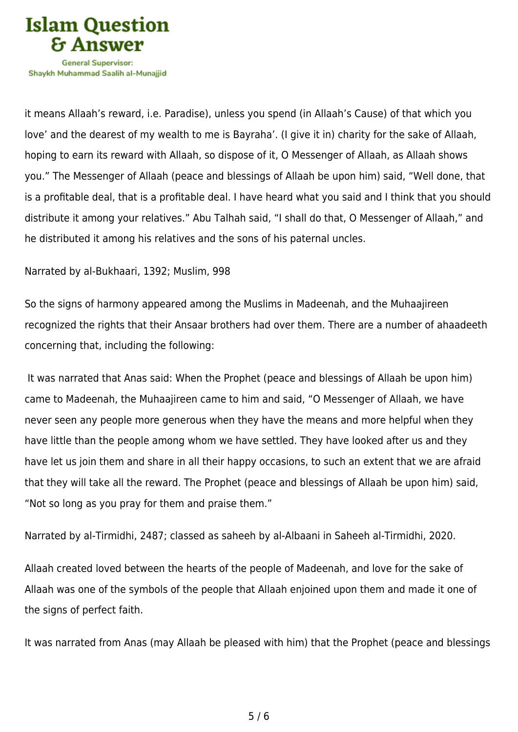it means Allaah's reward, i.e. Paradise), unless you spend (in Allaah's Cause) of that which you love' and the dearest of my wealth to me is Bayraha'. (I give it in) charity for the sake of Allaah, hoping to earn its reward with Allaah, so dispose of it, O Messenger of Allaah, as Allaah shows you." The Messenger of Allaah (peace and blessings of Allaah be upon him) said, "Well done, that is a profitable deal, that is a profitable deal. I have heard what you said and I think that you should distribute it among your relatives." Abu Talhah said, "I shall do that, O Messenger of Allaah," and he distributed it among his relatives and the sons of his paternal uncles.

Narrated by al-Bukhaari, 1392; Muslim, 998

So the signs of harmony appeared among the Muslims in Madeenah, and the Muhaajireen recognized the rights that their Ansaar brothers had over them. There are a number of ahaadeeth concerning that, including the following:

It was narrated that Anas said: When the Prophet (peace and blessings of Allaah be upon him) came to Madeenah, the Muhaajireen came to him and said, "O Messenger of Allaah, we have never seen any people more generous when they have the means and more helpful when they have little than the people among whom we have settled. They have looked after us and they have let us join them and share in all their happy occasions, to such an extent that we are afraid that they will take all the reward. The Prophet (peace and blessings of Allaah be upon him) said, "Not so long as you pray for them and praise them."

Narrated by al-Tirmidhi, 2487; classed as saheeh by al-Albaani in Saheeh al-Tirmidhi, 2020.

Allaah created loved between the hearts of the people of Madeenah, and love for the sake of Allaah was one of the symbols of the people that Allaah enjoined upon them and made it one of the signs of perfect faith.

It was narrated from Anas (may Allaah be pleased with him) that the Prophet (peace and blessings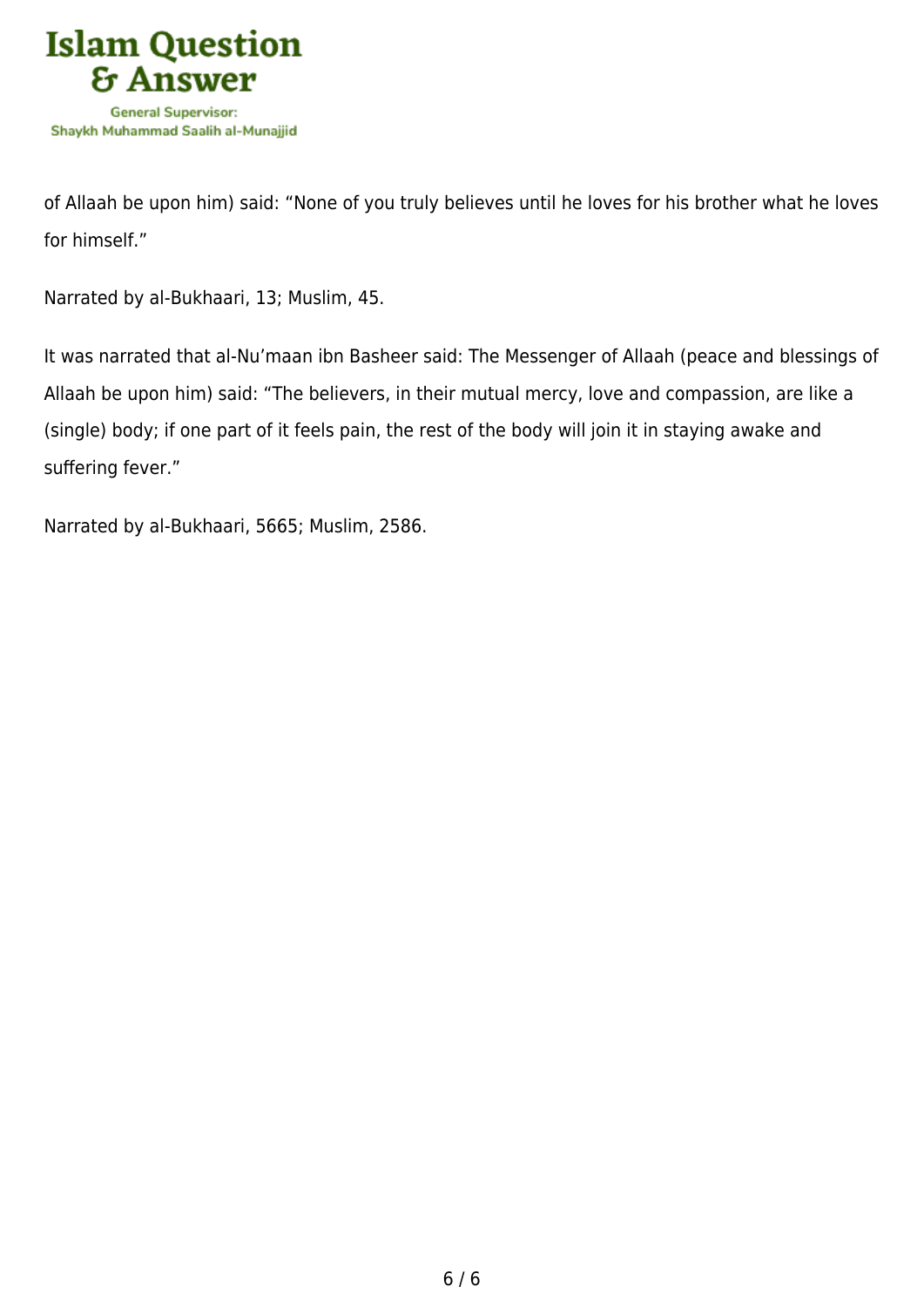of Allaah be upon him) said: “None of you truly believes until he loves for his brother what he loves for himself.”

Narrated by al-Bukhaari, 13; Muslim, 45.

It was narrated that al-Nu’maan ibn Basheer said: The Messenger of Allaah (peace and blessings of Allaah be upon him) said: “The believers, in their mutual mercy, love and compassion, are like a (single) body; if one part of it feels pain, the rest of the body will join it in staying awake and suffering fever.”

Narrated by al-Bukhaari, 5665; Muslim, 2586.